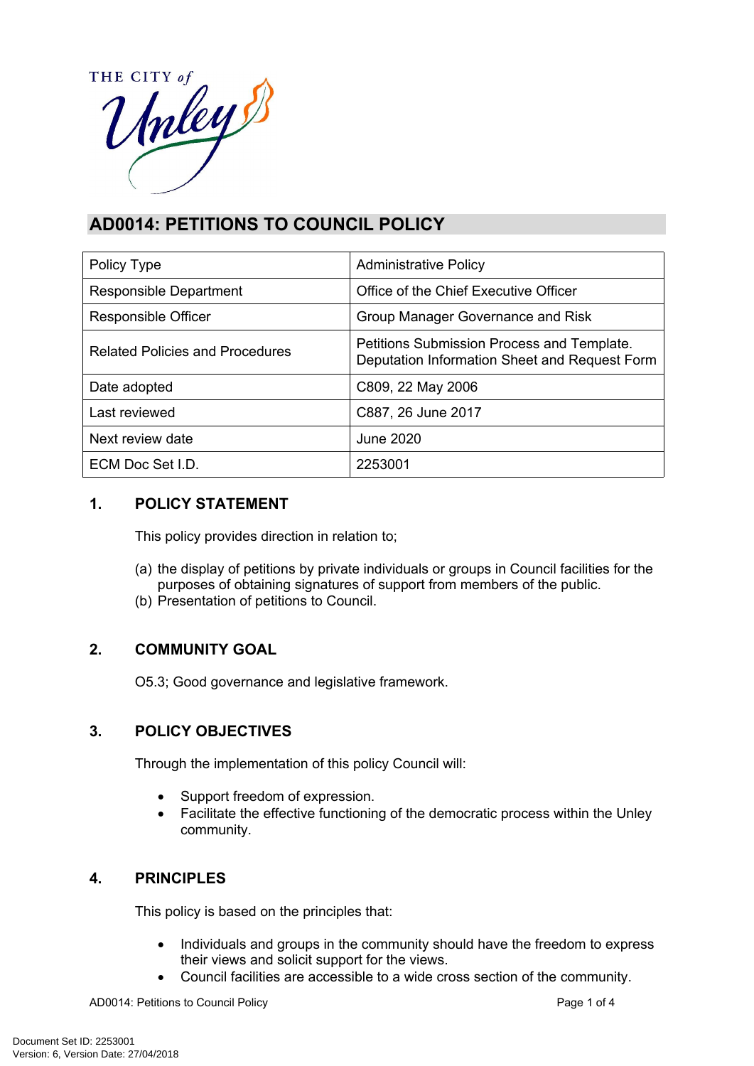# AD0014: PETITIONS TO COUNCIL POLICY

| | |
|---|---|
| Policy Type | Administrative Policy |
| Responsible Department | Office of the Chief Executive Officer |
| Responsible Officer | Group Manager Governance and Risk |
| Related Policies and Procedures | Petitions Submission Process and Template. Deputation Information Sheet and Request Form |
| Date adopted | C809, 22 May 2006 |
| Last reviewed | C887, 26 June 2017 |
| Next review date | June 2020 |
| ECM Doc Set I.D. | 2253001 |

## 1. POLICY STATEMENT

This policy provides direction in relation to;

(a) the display of petitions by private individuals or groups in Council facilities for the purposes of obtaining signatures of support from members of the public.
(b) Presentation of petitions to Council.

## 2. COMMUNITY GOAL

O5.3; Good governance and legislative framework.

## 3. POLICY OBJECTIVES

Through the implementation of this policy Council will:

- Support freedom of expression.
- Facilitate the effective functioning of the democratic process within the Unley community.

## 4. PRINCIPLES

This policy is based on the principles that:

- Individuals and groups in the community should have the freedom to express their views and solicit support for the views.
- Council facilities are accessible to a wide cross section of the community.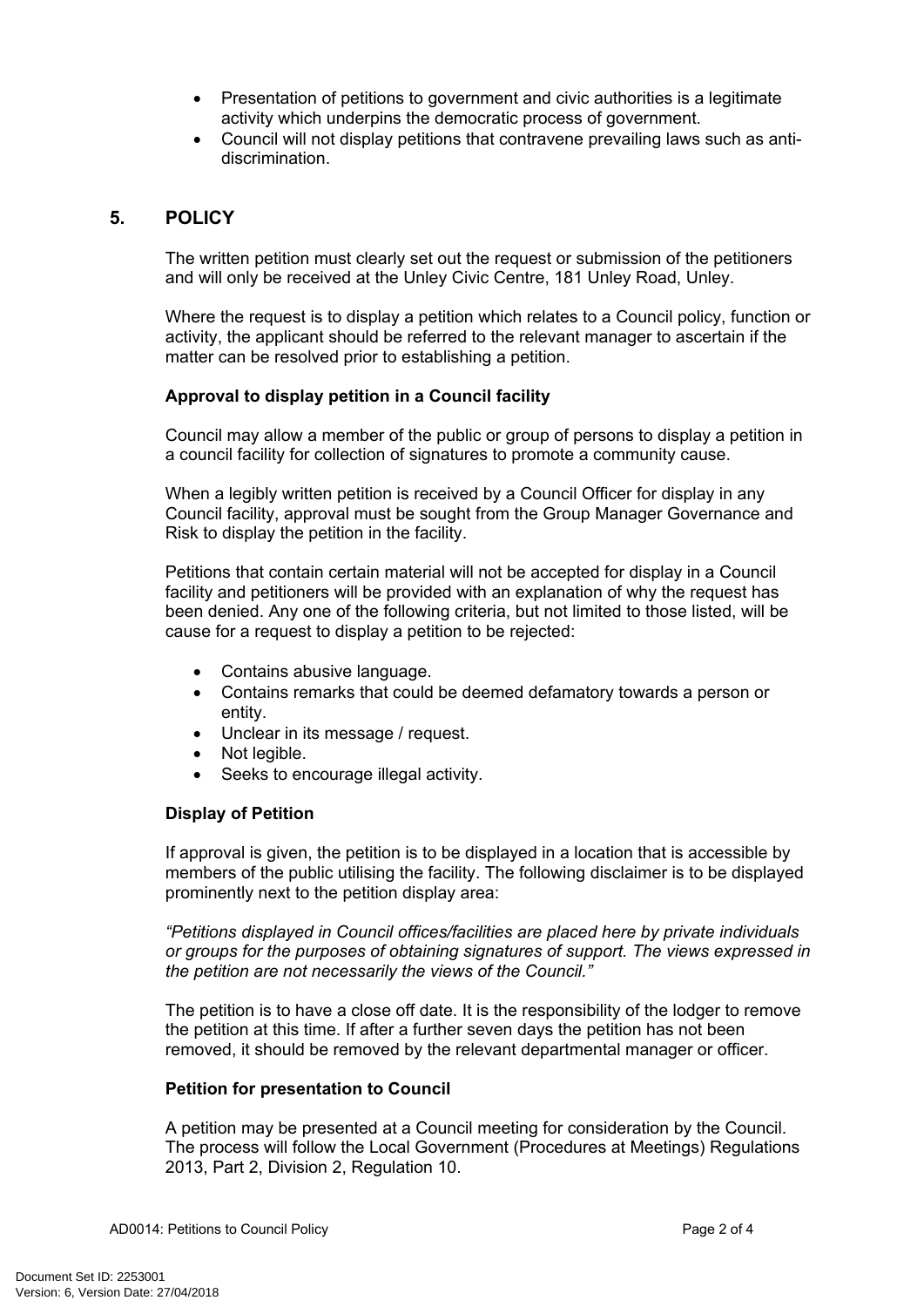- Presentation of petitions to government and civic authorities is a legitimate activity which underpins the democratic process of government.
- Council will not display petitions that contravene prevailing laws such as anti-discrimination.

## 5. POLICY

The written petition must clearly set out the request or submission of the petitioners and will only be received at the Unley Civic Centre, 181 Unley Road, Unley.

Where the request is to display a petition which relates to a Council policy, function or activity, the applicant should be referred to the relevant manager to ascertain if the matter can be resolved prior to establishing a petition.

**Approval to display petition in a Council facility**

Council may allow a member of the public or group of persons to display a petition in a council facility for collection of signatures to promote a community cause.

When a legibly written petition is received by a Council Officer for display in any Council facility, approval must be sought from the Group Manager Governance and Risk to display the petition in the facility.

Petitions that contain certain material will not be accepted for display in a Council facility and petitioners will be provided with an explanation of why the request has been denied. Any one of the following criteria, but not limited to those listed, will be cause for a request to display a petition to be rejected:

- Contains abusive language.
- Contains remarks that could be deemed defamatory towards a person or entity.
- Unclear in its message / request.
- Not legible.
- Seeks to encourage illegal activity.

**Display of Petition**

If approval is given, the petition is to be displayed in a location that is accessible by members of the public utilising the facility. The following disclaimer is to be displayed prominently next to the petition display area:

*"Petitions displayed in Council offices/facilities are placed here by private individuals or groups for the purposes of obtaining signatures of support. The views expressed in the petition are not necessarily the views of the Council."*

The petition is to have a close off date. It is the responsibility of the lodger to remove the petition at this time. If after a further seven days the petition has not been removed, it should be removed by the relevant departmental manager or officer.

**Petition for presentation to Council**

A petition may be presented at a Council meeting for consideration by the Council. The process will follow the Local Government (Procedures at Meetings) Regulations 2013, Part 2, Division 2, Regulation 10.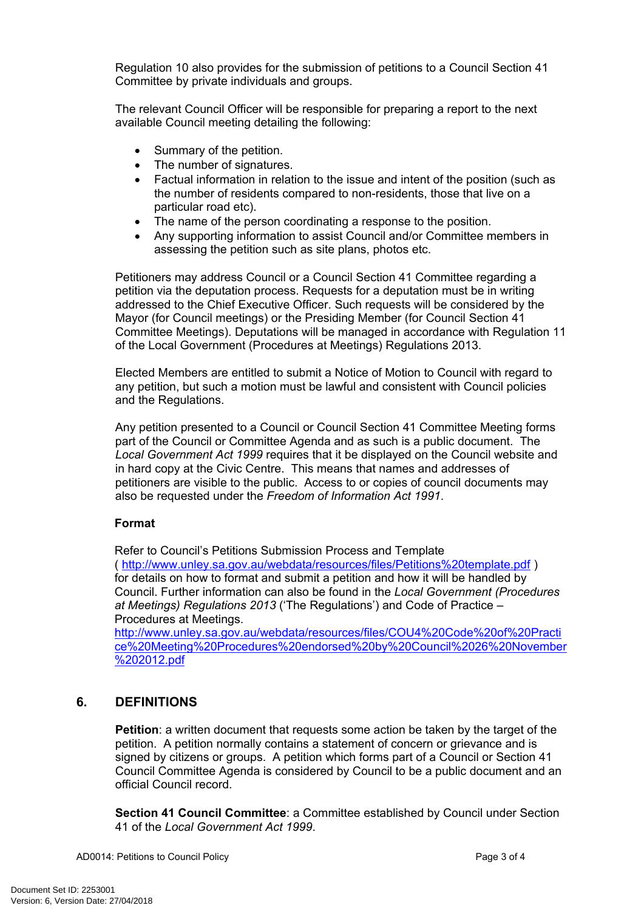Regulation 10 also provides for the submission of petitions to a Council Section 41 Committee by private individuals and groups.

The relevant Council Officer will be responsible for preparing a report to the next available Council meeting detailing the following:

- Summary of the petition.
- The number of signatures.
- Factual information in relation to the issue and intent of the position (such as the number of residents compared to non-residents, those that live on a particular road etc).
- The name of the person coordinating a response to the position.
- Any supporting information to assist Council and/or Committee members in assessing the petition such as site plans, photos etc.

Petitioners may address Council or a Council Section 41 Committee regarding a petition via the deputation process. Requests for a deputation must be in writing addressed to the Chief Executive Officer. Such requests will be considered by the Mayor (for Council meetings) or the Presiding Member (for Council Section 41 Committee Meetings). Deputations will be managed in accordance with Regulation 11 of the Local Government (Procedures at Meetings) Regulations 2013.

Elected Members are entitled to submit a Notice of Motion to Council with regard to any petition, but such a motion must be lawful and consistent with Council policies and the Regulations.

Any petition presented to a Council or Council Section 41 Committee Meeting forms part of the Council or Committee Agenda and as such is a public document. The *Local Government Act 1999* requires that it be displayed on the Council website and in hard copy at the Civic Centre. This means that names and addresses of petitioners are visible to the public. Access to or copies of council documents may also be requested under the *Freedom of Information Act 1991*.

**Format**

Refer to Council's Petitions Submission Process and Template ( http://www.unley.sa.gov.au/webdata/resources/files/Petitions%20template.pdf ) for details on how to format and submit a petition and how it will be handled by Council. Further information can also be found in the *Local Government (Procedures at Meetings) Regulations 2013* ('The Regulations') and Code of Practice – Procedures at Meetings.
http://www.unley.sa.gov.au/webdata/resources/files/COU4%20Code%20of%20Practice%20Meeting%20Procedures%20endorsed%20by%20Council%2026%20November%202012.pdf

## 6. DEFINITIONS

**Petition**: a written document that requests some action be taken by the target of the petition. A petition normally contains a statement of concern or grievance and is signed by citizens or groups. A petition which forms part of a Council or Section 41 Council Committee Agenda is considered by Council to be a public document and an official Council record.

**Section 41 Council Committee**: a Committee established by Council under Section 41 of the *Local Government Act 1999*.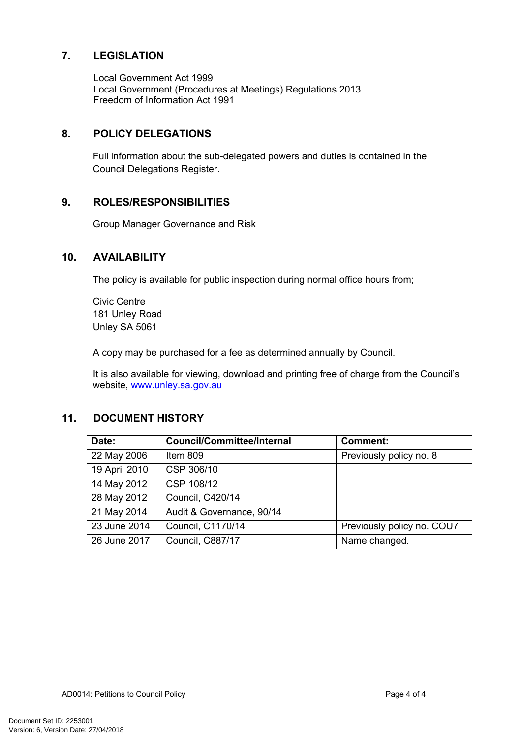## 7. LEGISLATION

Local Government Act 1999
Local Government (Procedures at Meetings) Regulations 2013
Freedom of Information Act 1991

## 8. POLICY DELEGATIONS

Full information about the sub-delegated powers and duties is contained in the Council Delegations Register.

## 9. ROLES/RESPONSIBILITIES

Group Manager Governance and Risk

## 10. AVAILABILITY

The policy is available for public inspection during normal office hours from;

Civic Centre
181 Unley Road
Unley SA 5061

A copy may be purchased for a fee as determined annually by Council.

It is also available for viewing, download and printing free of charge from the Council's website, [www.unley.sa.gov.au](http://www.unley.sa.gov.au)

## 11. DOCUMENT HISTORY

| Date: | Council/Committee/Internal | Comment: |
|---|---|---|
| 22 May 2006 | Item 809 | Previously policy no. 8 |
| 19 April 2010 | CSP 306/10 | |
| 14 May 2012 | CSP 108/12 | |
| 28 May 2012 | Council, C420/14 | |
| 21 May 2014 | Audit & Governance, 90/14 | |
| 23 June 2014 | Council, C1170/14 | Previously policy no. COU7 |
| 26 June 2017 | Council, C887/17 | Name changed. |